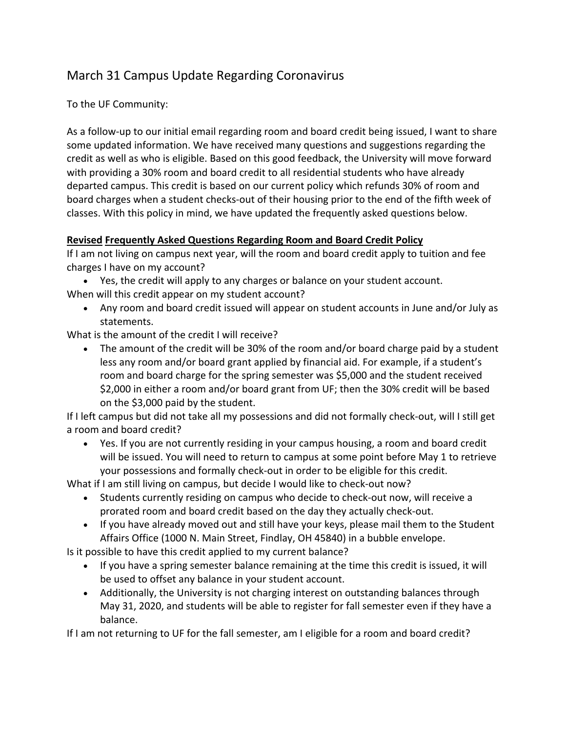# March 31 Campus Update Regarding Coronavirus

To the UF Community:

As a follow-up to our initial email regarding room and board credit being issued, I want to share some updated information. We have received many questions and suggestions regarding the credit as well as who is eligible. Based on this good feedback, the University will move forward with providing a 30% room and board credit to all residential students who have already departed campus. This credit is based on our current policy which refunds 30% of room and board charges when a student checks-out of their housing prior to the end of the fifth week of classes. With this policy in mind, we have updated the frequently asked questions below.

**<u>Revised</u> <u>Frequently Asked Questions Regarding Room and Board Credit Policy</u>**

If I am not living on campus next year, will the room and board credit apply to tuition and fee charges I have on my account?

- Yes, the credit will apply to any charges or balance on your student account.

When will this credit appear on my student account?

- Any room and board credit issued will appear on student accounts in June and/or July as statements.

What is the amount of the credit I will receive?

- The amount of the credit will be 30% of the room and/or board charge paid by a student less any room and/or board grant applied by financial aid. For example, if a student's room and board charge for the spring semester was $5,000 and the student received $2,000 in either a room and/or board grant from UF; then the 30% credit will be based on the $3,000 paid by the student.

If I left campus but did not take all my possessions and did not formally check-out, will I still get a room and board credit?

- Yes. If you are not currently residing in your campus housing, a room and board credit will be issued. You will need to return to campus at some point before May 1 to retrieve your possessions and formally check-out in order to be eligible for this credit.

What if I am still living on campus, but decide I would like to check-out now?

- Students currently residing on campus who decide to check-out now, will receive a prorated room and board credit based on the day they actually check-out.
- If you have already moved out and still have your keys, please mail them to the Student Affairs Office (1000 N. Main Street, Findlay, OH 45840) in a bubble envelope.

Is it possible to have this credit applied to my current balance?

- If you have a spring semester balance remaining at the time this credit is issued, it will be used to offset any balance in your student account.
- Additionally, the University is not charging interest on outstanding balances through May 31, 2020, and students will be able to register for fall semester even if they have a balance.

If I am not returning to UF for the fall semester, am I eligible for a room and board credit?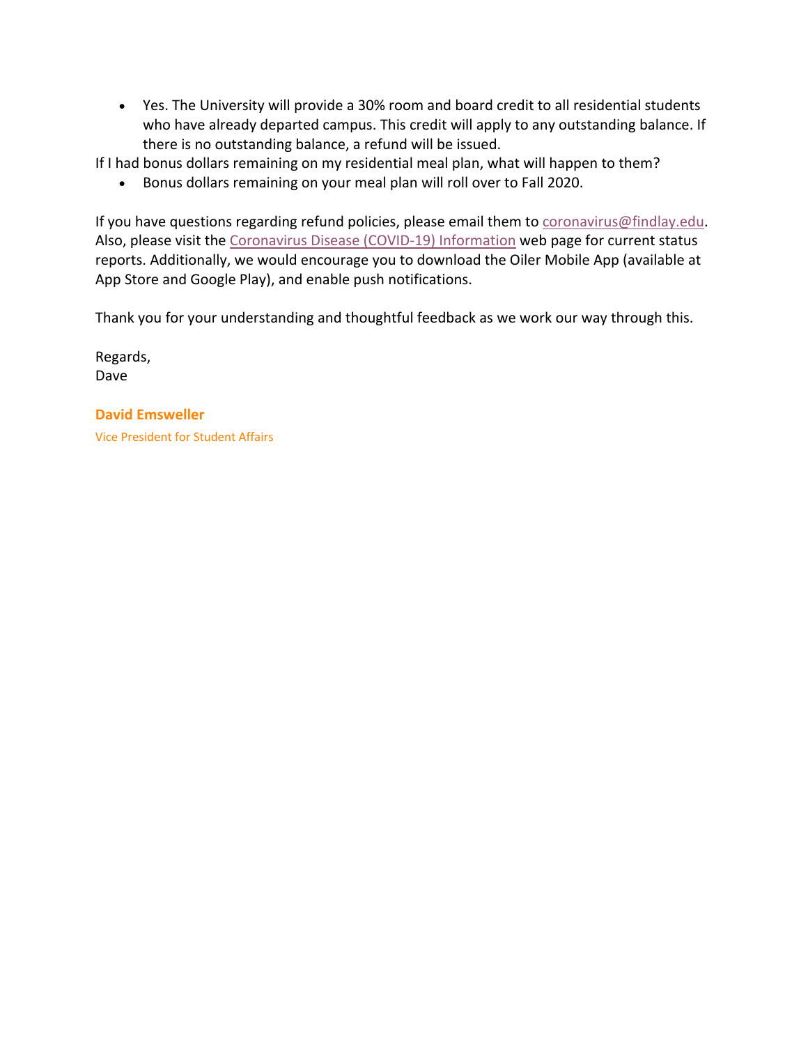- Yes. The University will provide a 30% room and board credit to all residential students who have already departed campus. This credit will apply to any outstanding balance. If there is no outstanding balance, a refund will be issued.

If I had bonus dollars remaining on my residential meal plan, what will happen to them?

- Bonus dollars remaining on your meal plan will roll over to Fall 2020.

If you have questions regarding refund policies, please email them to coronavirus@findlay.edu. Also, please visit the Coronavirus Disease (COVID-19) Information web page for current status reports. Additionally, we would encourage you to download the Oiler Mobile App (available at App Store and Google Play), and enable push notifications.

Thank you for your understanding and thoughtful feedback as we work our way through this.

Regards,
Dave

**David Emsweller**
Vice President for Student Affairs